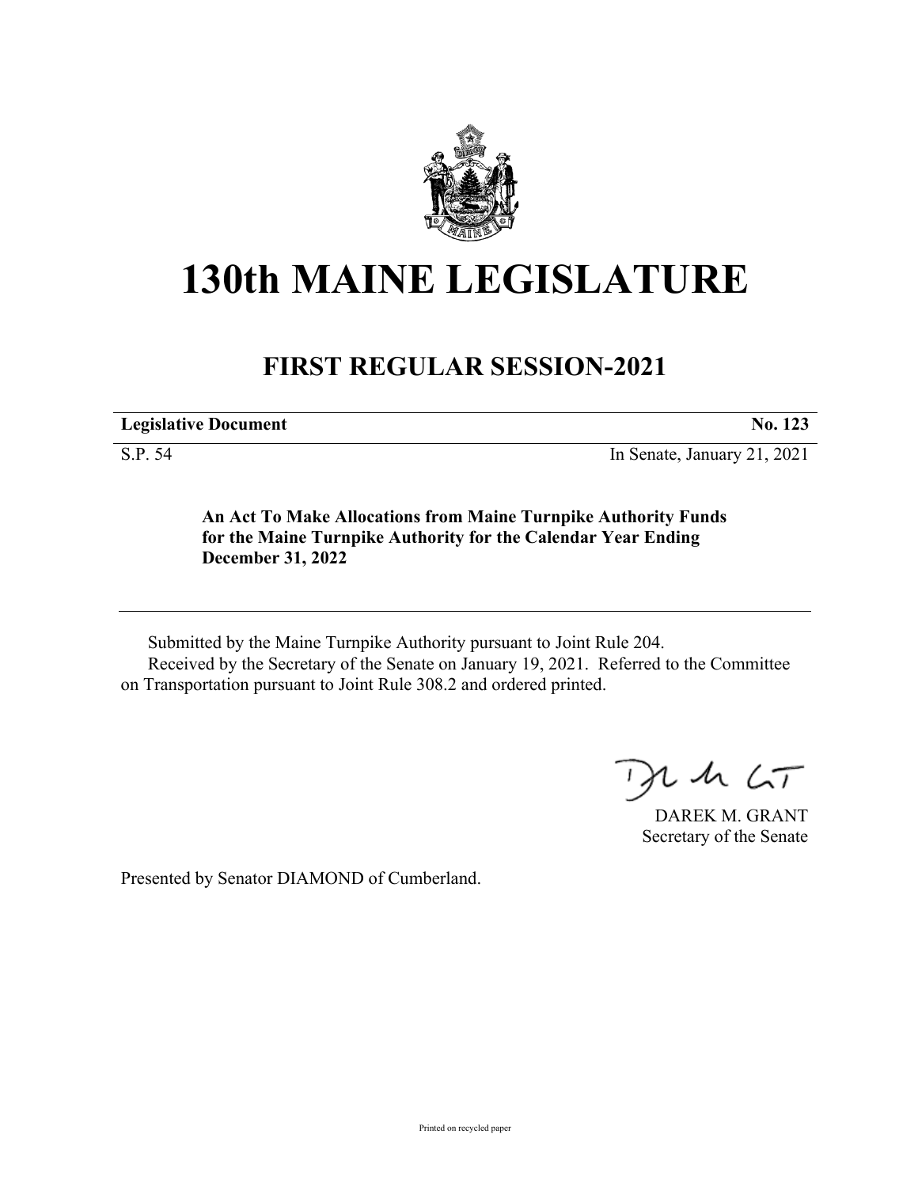# 130th MAINE LEGISLATURE

## FIRST REGULAR SESSION-2021

| **Legislative Document** | **No. 123** |
|---|---|
| S.P. 54 | In Senate, January 21, 2021 |

**An Act To Make Allocations from Maine Turnpike Authority Funds for the Maine Turnpike Authority for the Calendar Year Ending December 31, 2022**

Submitted by the Maine Turnpike Authority pursuant to Joint Rule 204.

Received by the Secretary of the Senate on January 19, 2021. Referred to the Committee on Transportation pursuant to Joint Rule 308.2 and ordered printed.

DAREK M. GRANT
Secretary of the Senate

Presented by Senator DIAMOND of Cumberland.

Printed on recycled paper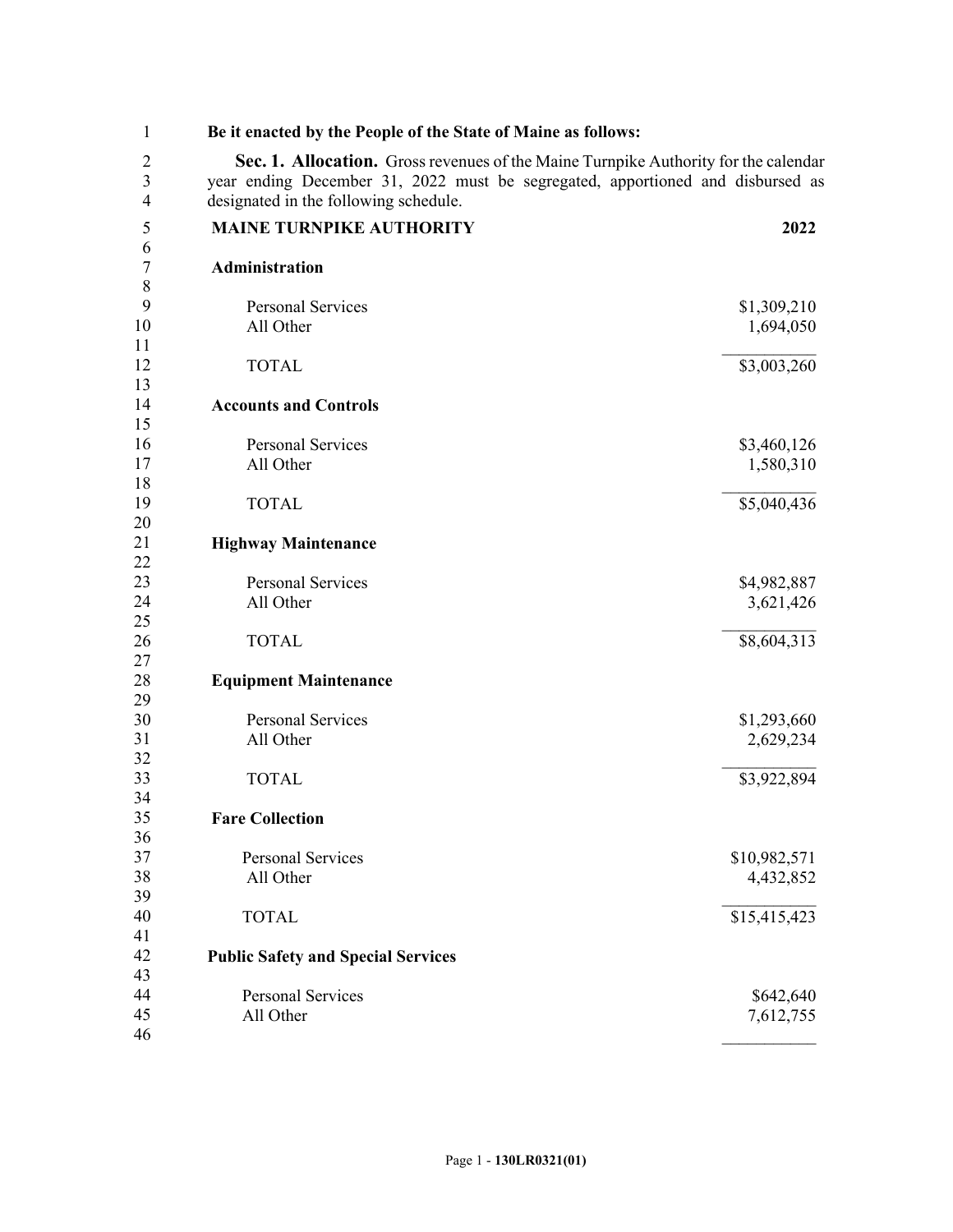**Be it enacted by the People of the State of Maine as follows:**

**Sec. 1. Allocation.** Gross revenues of the Maine Turnpike Authority for the calendar year ending December 31, 2022 must be segregated, apportioned and disbursed as designated in the following schedule.

| **MAINE TURNPIKE AUTHORITY** | **2022** |
|---|---|
| **Administration** | |
| Personal Services | $1,309,210 |
| All Other | 1,694,050 |
| TOTAL | $3,003,260 |
| **Accounts and Controls** | |
| Personal Services | $3,460,126 |
| All Other | 1,580,310 |
| TOTAL | $5,040,436 |
| **Highway Maintenance** | |
| Personal Services | $4,982,887 |
| All Other | 3,621,426 |
| TOTAL | $8,604,313 |
| **Equipment Maintenance** | |
| Personal Services | $1,293,660 |
| All Other | 2,629,234 |
| TOTAL | $3,922,894 |
| **Fare Collection** | |
| Personal Services | $10,982,571 |
| All Other | 4,432,852 |
| TOTAL | $15,415,423 |
| **Public Safety and Special Services** | |
| Personal Services | $642,640 |
| All Other | 7,612,755 |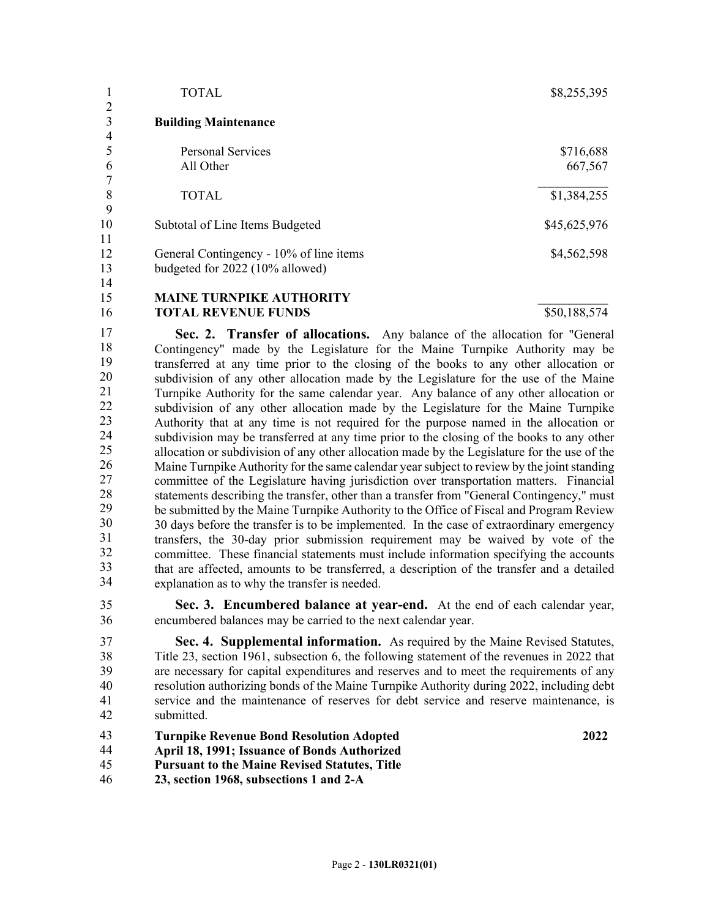| | |
|---|---|
| TOTAL | $8,255,395 |

**Building Maintenance**

| | |
|---|---|
| Personal Services | $716,688 |
| All Other | 667,567 |
| TOTAL | $1,384,255 |

| | |
|---|---|
| Subtotal of Line Items Budgeted | $45,625,976 |
| General Contingency - 10% of line items budgeted for 2022 (10% allowed) | $4,562,598 |
| **MAINE TURNPIKE AUTHORITY TOTAL REVENUE FUNDS** | $50,188,574 |

**Sec. 2. Transfer of allocations.** Any balance of the allocation for "General Contingency" made by the Legislature for the Maine Turnpike Authority may be transferred at any time prior to the closing of the books to any other allocation or subdivision of any other allocation made by the Legislature for the use of the Maine Turnpike Authority for the same calendar year. Any balance of any other allocation or subdivision of any other allocation made by the Legislature for the Maine Turnpike Authority that at any time is not required for the purpose named in the allocation or subdivision may be transferred at any time prior to the closing of the books to any other allocation or subdivision of any other allocation made by the Legislature for the use of the Maine Turnpike Authority for the same calendar year subject to review by the joint standing committee of the Legislature having jurisdiction over transportation matters. Financial statements describing the transfer, other than a transfer from "General Contingency," must be submitted by the Maine Turnpike Authority to the Office of Fiscal and Program Review 30 days before the transfer is to be implemented. In the case of extraordinary emergency transfers, the 30-day prior submission requirement may be waived by vote of the committee. These financial statements must include information specifying the accounts that are affected, amounts to be transferred, a description of the transfer and a detailed explanation as to why the transfer is needed.

**Sec. 3. Encumbered balance at year-end.** At the end of each calendar year, encumbered balances may be carried to the next calendar year.

**Sec. 4. Supplemental information.** As required by the Maine Revised Statutes, Title 23, section 1961, subsection 6, the following statement of the revenues in 2022 that are necessary for capital expenditures and reserves and to meet the requirements of any resolution authorizing bonds of the Maine Turnpike Authority during 2022, including debt service and the maintenance of reserves for debt service and reserve maintenance, is submitted.

| **Turnpike Revenue Bond Resolution Adopted April 18, 1991; Issuance of Bonds Authorized Pursuant to the Maine Revised Statutes, Title 23, section 1968, subsections 1 and 2-A** | **2022** |
|---|---|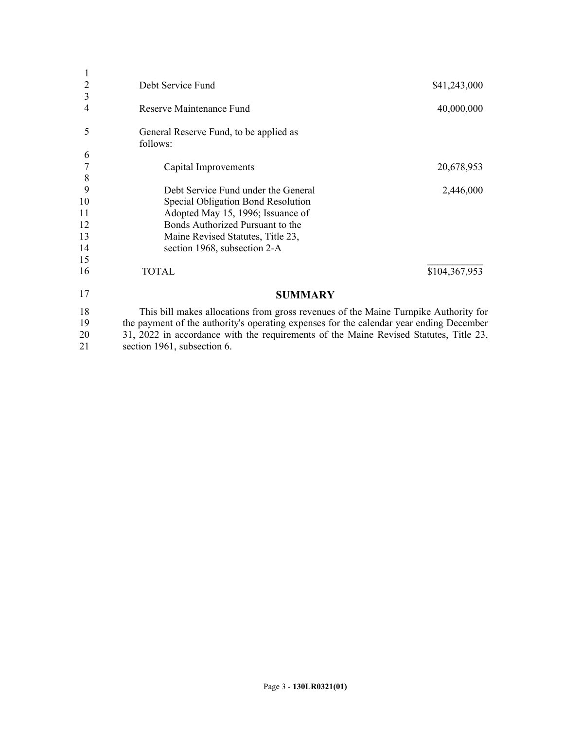| | |
|---|---|
| Debt Service Fund | $41,243,000 |
| Reserve Maintenance Fund | 40,000,000 |
| General Reserve Fund, to be applied as follows: | |
| Capital Improvements | 20,678,953 |
| Debt Service Fund under the General Special Obligation Bond Resolution Adopted May 15, 1996; Issuance of Bonds Authorized Pursuant to the Maine Revised Statutes, Title 23, section 1968, subsection 2-A | 2,446,000 |
| TOTAL | $104,367,953 |

## SUMMARY

This bill makes allocations from gross revenues of the Maine Turnpike Authority for the payment of the authority's operating expenses for the calendar year ending December 31, 2022 in accordance with the requirements of the Maine Revised Statutes, Title 23, section 1961, subsection 6.